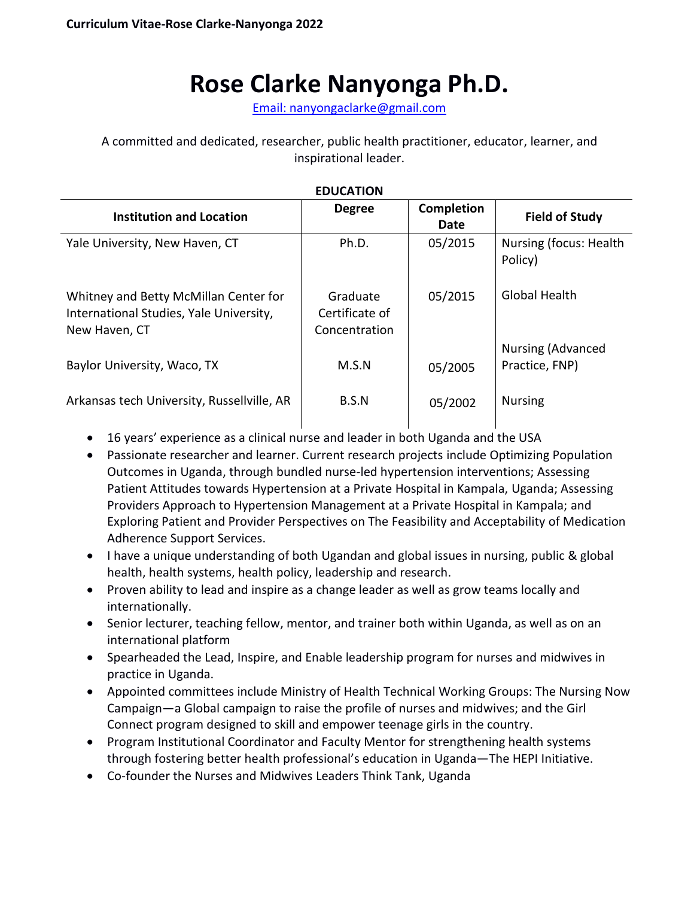# Rose Clarke Nanyonga Ph.D.

[Email: nanyongaclarke@gmail.com](mailto:nanyongaclarke@gmail.com)

A committed and dedicated, researcher, public health practitioner, educator, learner, and inspirational leader.

## EDUCATION

| Institution and Location | Degree | Completion Date | Field of Study |
|---|---|---|---|
| Yale University, New Haven, CT | Ph.D. | 05/2015 | Nursing (focus: Health Policy) |
| Whitney and Betty McMillan Center for International Studies, Yale University, New Haven, CT | Graduate Certificate of Concentration | 05/2015 | Global Health |
| Baylor University, Waco, TX | M.S.N | 05/2005 | Nursing (Advanced Practice, FNP) |
| Arkansas tech University, Russellville, AR | B.S.N | 05/2002 | Nursing |

- 16 years' experience as a clinical nurse and leader in both Uganda and the USA
- Passionate researcher and learner. Current research projects include Optimizing Population Outcomes in Uganda, through bundled nurse-led hypertension interventions; Assessing Patient Attitudes towards Hypertension at a Private Hospital in Kampala, Uganda; Assessing Providers Approach to Hypertension Management at a Private Hospital in Kampala; and Exploring Patient and Provider Perspectives on The Feasibility and Acceptability of Medication Adherence Support Services.
- I have a unique understanding of both Ugandan and global issues in nursing, public & global health, health systems, health policy, leadership and research.
- Proven ability to lead and inspire as a change leader as well as grow teams locally and internationally.
- Senior lecturer, teaching fellow, mentor, and trainer both within Uganda, as well as on an international platform
- Spearheaded the Lead, Inspire, and Enable leadership program for nurses and midwives in practice in Uganda.
- Appointed committees include Ministry of Health Technical Working Groups: The Nursing Now Campaign—a Global campaign to raise the profile of nurses and midwives; and the Girl Connect program designed to skill and empower teenage girls in the country.
- Program Institutional Coordinator and Faculty Mentor for strengthening health systems through fostering better health professional's education in Uganda—The HEPI Initiative.
- Co-founder the Nurses and Midwives Leaders Think Tank, Uganda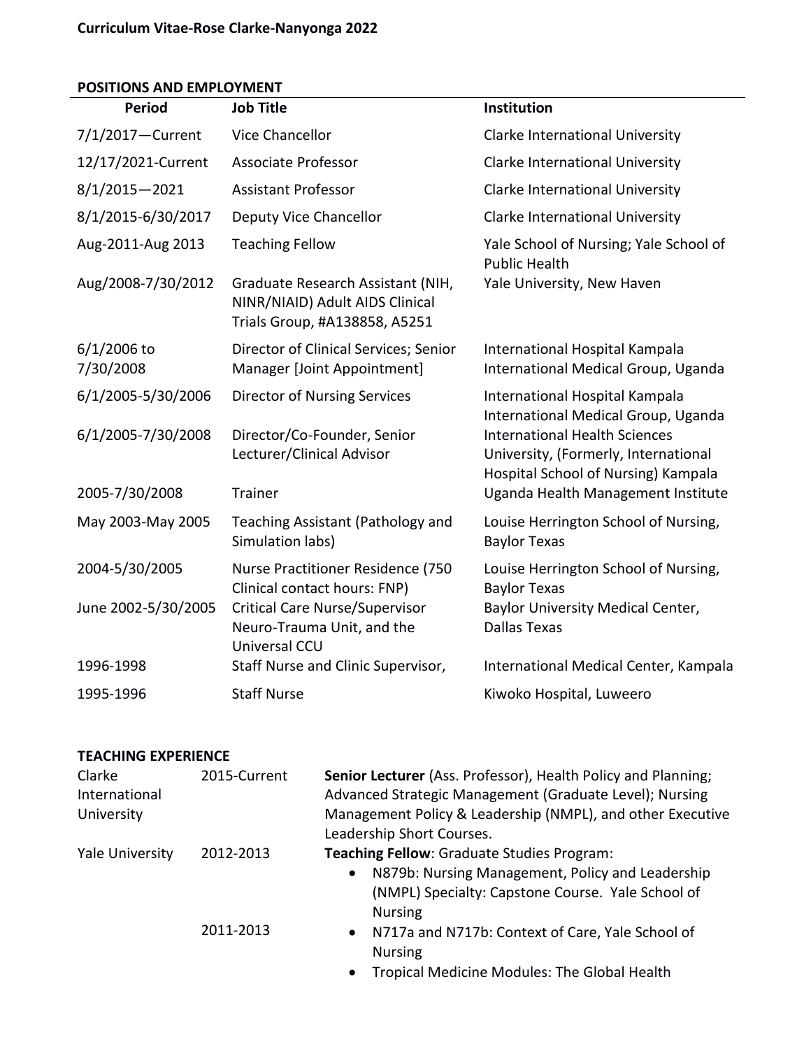## POSITIONS AND EMPLOYMENT

| Period | Job Title | Institution |
|---|---|---|
| 7/1/2017—Current | Vice Chancellor | Clarke International University |
| 12/17/2021-Current | Associate Professor | Clarke International University |
| 8/1/2015—2021 | Assistant Professor | Clarke International University |
| 8/1/2015-6/30/2017 | Deputy Vice Chancellor | Clarke International University |
| Aug-2011-Aug 2013 | Teaching Fellow | Yale School of Nursing; Yale School of Public Health |
| Aug/2008-7/30/2012 | Graduate Research Assistant (NIH, NINR/NIAID) Adult AIDS Clinical Trials Group, #A138858, A5251 | Yale University, New Haven |
| 6/1/2006 to 7/30/2008 | Director of Clinical Services; Senior Manager [Joint Appointment] | International Hospital Kampala International Medical Group, Uganda |
| 6/1/2005-5/30/2006 | Director of Nursing Services | International Hospital Kampala International Medical Group, Uganda |
| 6/1/2005-7/30/2008 | Director/Co-Founder, Senior Lecturer/Clinical Advisor | International Health Sciences University, (Formerly, International Hospital School of Nursing) Kampala |
| 2005-7/30/2008 | Trainer | Uganda Health Management Institute |
| May 2003-May 2005 | Teaching Assistant (Pathology and Simulation labs) | Louise Herrington School of Nursing, Baylor Texas |
| 2004-5/30/2005 | Nurse Practitioner Residence (750 Clinical contact hours: FNP) | Louise Herrington School of Nursing, Baylor Texas |
| June 2002-5/30/2005 | Critical Care Nurse/Supervisor Neuro-Trauma Unit, and the Universal CCU | Baylor University Medical Center, Dallas Texas |
| 1996-1998 | Staff Nurse and Clinic Supervisor, | International Medical Center, Kampala |
| 1995-1996 | Staff Nurse | Kiwoko Hospital, Luweero |

## TEACHING EXPERIENCE

| | | |
|---|---|---|
| Clarke International University | 2015-Current | **Senior Lecturer** (Ass. Professor), Health Policy and Planning; Advanced Strategic Management (Graduate Level); Nursing Management Policy & Leadership (NMPL), and other Executive Leadership Short Courses. |
| Yale University | 2012-2013 | **Teaching Fellow**: Graduate Studies Program:<br>• N879b: Nursing Management, Policy and Leadership (NMPL) Specialty: Capstone Course. Yale School of Nursing |
| | 2011-2013 | • N717a and N717b: Context of Care, Yale School of Nursing<br>• Tropical Medicine Modules: The Global Health |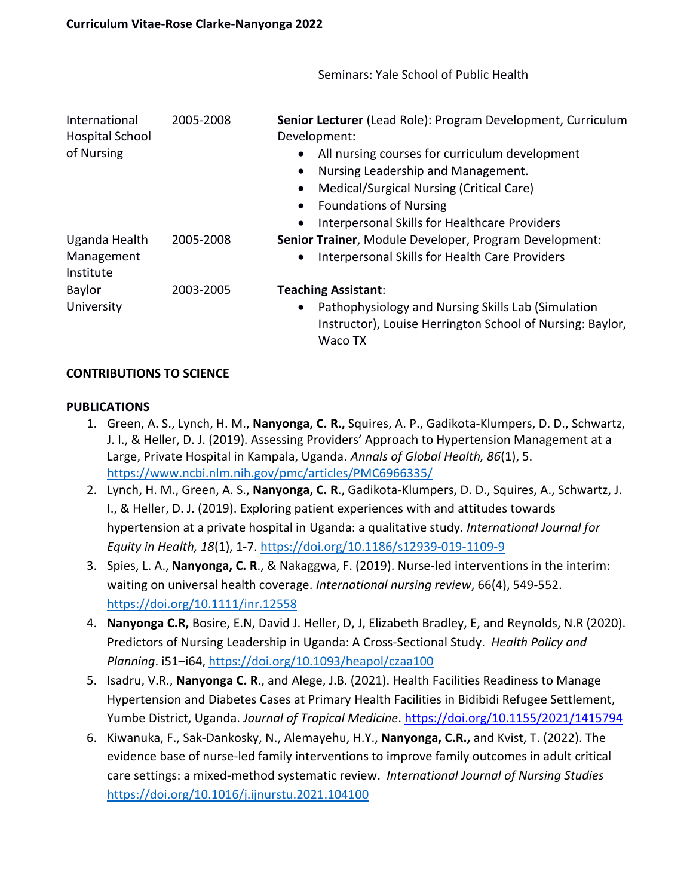| | | Seminars: Yale School of Public Health |
|---|---|---|
| International Hospital School of Nursing | 2005-2008 | **Senior Lecturer** (Lead Role): Program Development, Curriculum Development:<br>• All nursing courses for curriculum development<br>• Nursing Leadership and Management.<br>• Medical/Surgical Nursing (Critical Care)<br>• Foundations of Nursing<br>• Interpersonal Skills for Healthcare Providers |
| Uganda Health Management Institute | 2005-2008 | **Senior Trainer**, Module Developer, Program Development:<br>• Interpersonal Skills for Health Care Providers |
| Baylor University | 2003-2005 | **Teaching Assistant**:<br>• Pathophysiology and Nursing Skills Lab (Simulation Instructor), Louise Herrington School of Nursing: Baylor, Waco TX |

## CONTRIBUTIONS TO SCIENCE

### PUBLICATIONS

1. Green, A. S., Lynch, H. M., **Nanyonga, C. R.,** Squires, A. P., Gadikota-Klumpers, D. D., Schwartz, J. I., & Heller, D. J. (2019). Assessing Providers' Approach to Hypertension Management at a Large, Private Hospital in Kampala, Uganda. *Annals of Global Health, 86*(1), 5. https://www.ncbi.nlm.nih.gov/pmc/articles/PMC6966335/
2. Lynch, H. M., Green, A. S., **Nanyonga, C. R**., Gadikota-Klumpers, D. D., Squires, A., Schwartz, J. I., & Heller, D. J. (2019). Exploring patient experiences with and attitudes towards hypertension at a private hospital in Uganda: a qualitative study. *International Journal for Equity in Health, 18*(1), 1-7. https://doi.org/10.1186/s12939-019-1109-9
3. Spies, L. A., **Nanyonga, C. R**., & Nakaggwa, F. (2019). Nurse-led interventions in the interim: waiting on universal health coverage. *International nursing review*, 66(4), 549-552. https://doi.org/10.1111/inr.12558
4. **Nanyonga C.R,** Bosire, E.N, David J. Heller, D, J, Elizabeth Bradley, E, and Reynolds, N.R (2020). Predictors of Nursing Leadership in Uganda: A Cross-Sectional Study. *Health Policy and Planning*. i51–i64, https://doi.org/10.1093/heapol/czaa100
5. Isadru, V.R., **Nanyonga C. R**., and Alege, J.B. (2021). Health Facilities Readiness to Manage Hypertension and Diabetes Cases at Primary Health Facilities in Bidibidi Refugee Settlement, Yumbe District, Uganda. *Journal of Tropical Medicine*. https://doi.org/10.1155/2021/1415794
6. Kiwanuka, F., Sak-Dankosky, N., Alemayehu, H.Y., **Nanyonga, C.R.,** and Kvist, T. (2022). The evidence base of nurse-led family interventions to improve family outcomes in adult critical care settings: a mixed-method systematic review. *International Journal of Nursing Studies* https://doi.org/10.1016/j.ijnurstu.2021.104100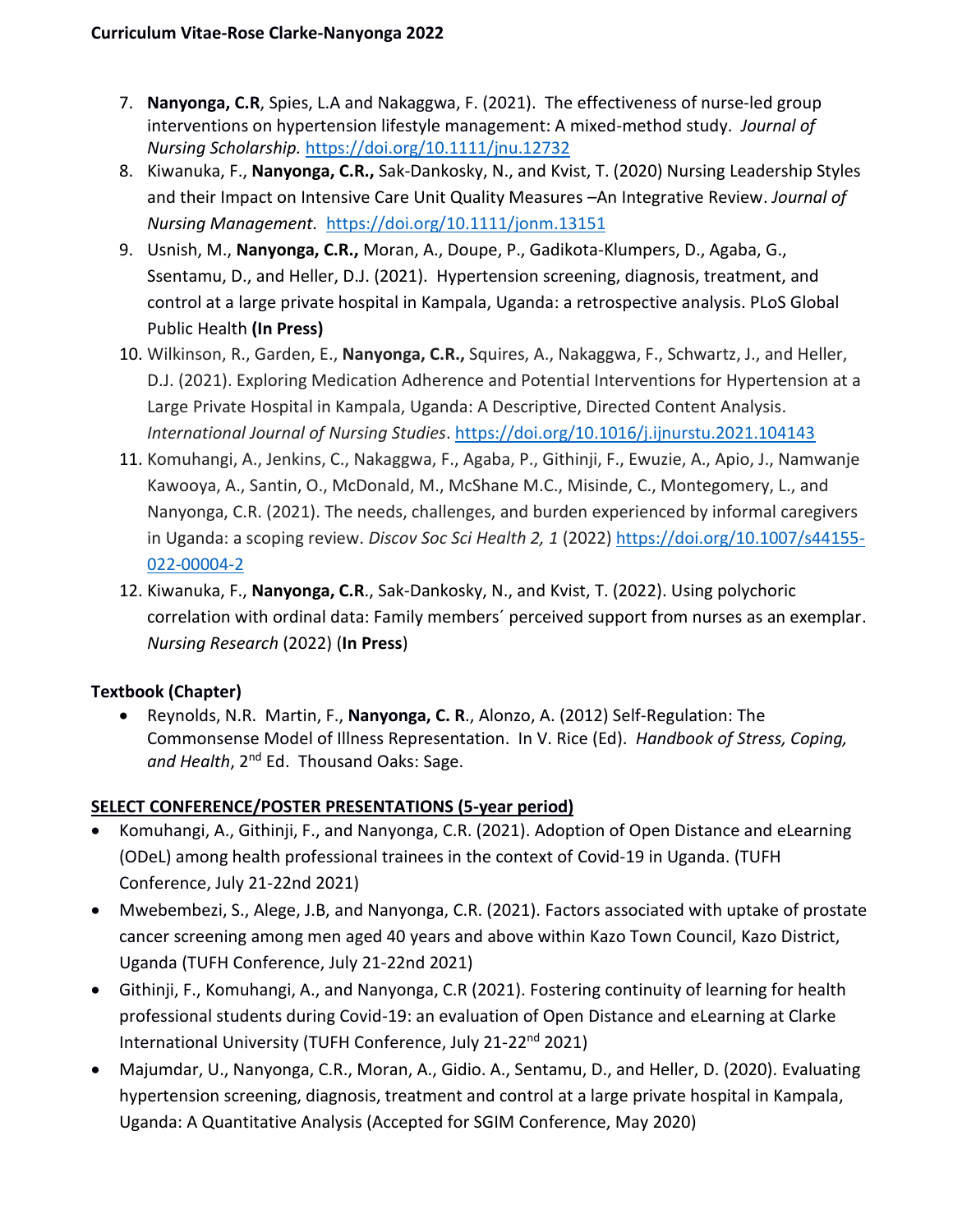7. **Nanyonga, C.R**, Spies, L.A and Nakaggwa, F. (2021). The effectiveness of nurse-led group interventions on hypertension lifestyle management: A mixed-method study. *Journal of Nursing Scholarship.* https://doi.org/10.1111/jnu.12732
8. Kiwanuka, F., **Nanyonga, C.R.,** Sak-Dankosky, N., and Kvist, T. (2020) Nursing Leadership Styles and their Impact on Intensive Care Unit Quality Measures –An Integrative Review. *Journal of Nursing Management.* https://doi.org/10.1111/jonm.13151
9. Usnish, M., **Nanyonga, C.R.,** Moran, A., Doupe, P., Gadikota-Klumpers, D., Agaba, G., Ssentamu, D., and Heller, D.J. (2021). Hypertension screening, diagnosis, treatment, and control at a large private hospital in Kampala, Uganda: a retrospective analysis. PLoS Global Public Health **(In Press)**
10. Wilkinson, R., Garden, E., **Nanyonga, C.R.,** Squires, A., Nakaggwa, F., Schwartz, J., and Heller, D.J. (2021). Exploring Medication Adherence and Potential Interventions for Hypertension at a Large Private Hospital in Kampala, Uganda: A Descriptive, Directed Content Analysis. *International Journal of Nursing Studies*. https://doi.org/10.1016/j.ijnurstu.2021.104143
11. Komuhangi, A., Jenkins, C., Nakaggwa, F., Agaba, P., Githinji, F., Ewuzie, A., Apio, J., Namwanje Kawooya, A., Santin, O., McDonald, M., McShane M.C., Misinde, C., Montegomery, L., and Nanyonga, C.R. (2021). The needs, challenges, and burden experienced by informal caregivers in Uganda: a scoping review. *Discov Soc Sci Health 2, 1* (2022) https://doi.org/10.1007/s44155-022-00004-2
12. Kiwanuka, F., **Nanyonga, C.R**., Sak-Dankosky, N., and Kvist, T. (2022). Using polychoric correlation with ordinal data: Family members´ perceived support from nurses as an exemplar. *Nursing Research* (2022) (**In Press**)

**Textbook (Chapter)**

- Reynolds, N.R. Martin, F., **Nanyonga, C. R**., Alonzo, A. (2012) Self-Regulation: The Commonsense Model of Illness Representation. In V. Rice (Ed). *Handbook of Stress, Coping, and Health*, 2nd Ed. Thousand Oaks: Sage.

**SELECT CONFERENCE/POSTER PRESENTATIONS (5-year period)**

- Komuhangi, A., Githinji, F., and Nanyonga, C.R. (2021). Adoption of Open Distance and eLearning (ODeL) among health professional trainees in the context of Covid-19 in Uganda. (TUFH Conference, July 21-22nd 2021)
- Mwebembezi, S., Alege, J.B, and Nanyonga, C.R. (2021). Factors associated with uptake of prostate cancer screening among men aged 40 years and above within Kazo Town Council, Kazo District, Uganda (TUFH Conference, July 21-22nd 2021)
- Githinji, F., Komuhangi, A., and Nanyonga, C.R (2021). Fostering continuity of learning for health professional students during Covid-19: an evaluation of Open Distance and eLearning at Clarke International University (TUFH Conference, July 21-22nd 2021)
- Majumdar, U., Nanyonga, C.R., Moran, A., Gidio. A., Sentamu, D., and Heller, D. (2020). Evaluating hypertension screening, diagnosis, treatment and control at a large private hospital in Kampala, Uganda: A Quantitative Analysis (Accepted for SGIM Conference, May 2020)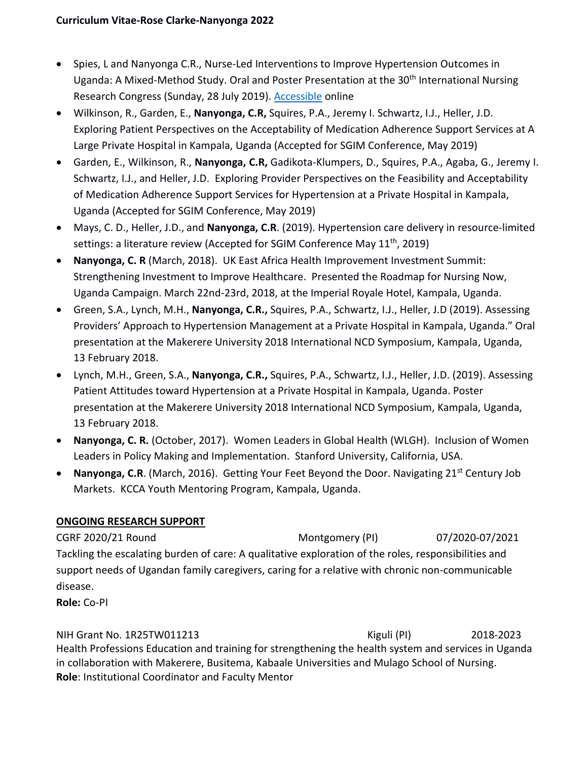- Spies, L and Nanyonga C.R., Nurse-Led Interventions to Improve Hypertension Outcomes in Uganda: A Mixed-Method Study. Oral and Poster Presentation at the 30th International Nursing Research Congress (Sunday, 28 July 2019). Accessible online
- Wilkinson, R., Garden, E., **Nanyonga, C.R,** Squires, P.A., Jeremy I. Schwartz, I.J., Heller, J.D. Exploring Patient Perspectives on the Acceptability of Medication Adherence Support Services at A Large Private Hospital in Kampala, Uganda (Accepted for SGIM Conference, May 2019)
- Garden, E., Wilkinson, R., **Nanyonga, C.R,** Gadikota-Klumpers, D., Squires, P.A., Agaba, G., Jeremy I. Schwartz, I.J., and Heller, J.D. Exploring Provider Perspectives on the Feasibility and Acceptability of Medication Adherence Support Services for Hypertension at a Private Hospital in Kampala, Uganda (Accepted for SGIM Conference, May 2019)
- Mays, C. D., Heller, J.D., and **Nanyonga, C.R**. (2019). Hypertension care delivery in resource-limited settings: a literature review (Accepted for SGIM Conference May 11th, 2019)
- **Nanyonga, C. R** (March, 2018). UK East Africa Health Improvement Investment Summit: Strengthening Investment to Improve Healthcare. Presented the Roadmap for Nursing Now, Uganda Campaign. March 22nd-23rd, 2018, at the Imperial Royale Hotel, Kampala, Uganda.
- Green, S.A., Lynch, M.H., **Nanyonga, C.R.,** Squires, P.A., Schwartz, I.J., Heller, J.D (2019). Assessing Providers' Approach to Hypertension Management at a Private Hospital in Kampala, Uganda." Oral presentation at the Makerere University 2018 International NCD Symposium, Kampala, Uganda, 13 February 2018.
- Lynch, M.H., Green, S.A., **Nanyonga, C.R.,** Squires, P.A., Schwartz, I.J., Heller, J.D. (2019). Assessing Patient Attitudes toward Hypertension at a Private Hospital in Kampala, Uganda. Poster presentation at the Makerere University 2018 International NCD Symposium, Kampala, Uganda, 13 February 2018.
- **Nanyonga, C. R.** (October, 2017). Women Leaders in Global Health (WLGH). Inclusion of Women Leaders in Policy Making and Implementation. Stanford University, California, USA.
- **Nanyonga, C.R**. (March, 2016). Getting Your Feet Beyond the Door. Navigating 21st Century Job Markets. KCCA Youth Mentoring Program, Kampala, Uganda.

## ONGOING RESEARCH SUPPORT

CGRF 2020/21 Round — Montgomery (PI) — 07/2020-07/2021

Tackling the escalating burden of care: A qualitative exploration of the roles, responsibilities and support needs of Ugandan family caregivers, caring for a relative with chronic non-communicable disease.

**Role:** Co-PI

NIH Grant No. 1R25TW011213 — Kiguli (PI) — 2018-2023

Health Professions Education and training for strengthening the health system and services in Uganda in collaboration with Makerere, Busitema, Kabaale Universities and Mulago School of Nursing.

**Role**: Institutional Coordinator and Faculty Mentor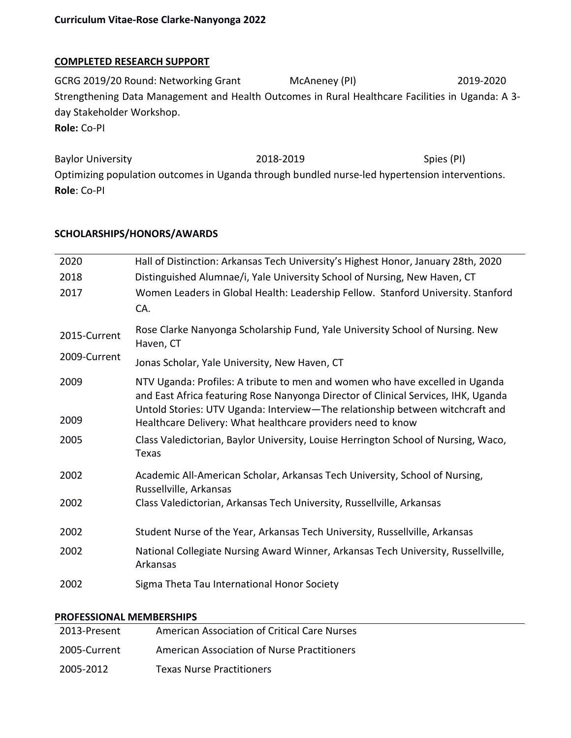## COMPLETED RESEARCH SUPPORT

GCRG 2019/20 Round: Networking Grant McAneney (PI) 2019-2020
Strengthening Data Management and Health Outcomes in Rural Healthcare Facilities in Uganda: A 3-day Stakeholder Workshop.
**Role:** Co-PI

Baylor University 2018-2019 Spies (PI)
Optimizing population outcomes in Uganda through bundled nurse-led hypertension interventions.
**Role**: Co-PI

## SCHOLARSHIPS/HONORS/AWARDS

| | |
|---|---|
| 2020 | Hall of Distinction: Arkansas Tech University's Highest Honor, January 28th, 2020 |
| 2018 | Distinguished Alumnae/i, Yale University School of Nursing, New Haven, CT |
| 2017 | Women Leaders in Global Health: Leadership Fellow. Stanford University. Stanford CA. |
| 2015-Current | Rose Clarke Nanyonga Scholarship Fund, Yale University School of Nursing. New Haven, CT |
| 2009-Current | Jonas Scholar, Yale University, New Haven, CT |
| 2009 | NTV Uganda: Profiles: A tribute to men and women who have excelled in Uganda and East Africa featuring Rose Nanyonga Director of Clinical Services, IHK, Uganda |
| 2009 | Untold Stories: UTV Uganda: Interview—The relationship between witchcraft and Healthcare Delivery: What healthcare providers need to know |
| 2005 | Class Valedictorian, Baylor University, Louise Herrington School of Nursing, Waco, Texas |
| 2002 | Academic All-American Scholar, Arkansas Tech University, School of Nursing, Russellville, Arkansas |
| 2002 | Class Valedictorian, Arkansas Tech University, Russellville, Arkansas |
| 2002 | Student Nurse of the Year, Arkansas Tech University, Russellville, Arkansas |
| 2002 | National Collegiate Nursing Award Winner, Arkansas Tech University, Russellville, Arkansas |
| 2002 | Sigma Theta Tau International Honor Society |

## PROFESSIONAL MEMBERSHIPS

| | |
|---|---|
| 2013-Present | American Association of Critical Care Nurses |
| 2005-Current | American Association of Nurse Practitioners |
| 2005-2012 | Texas Nurse Practitioners |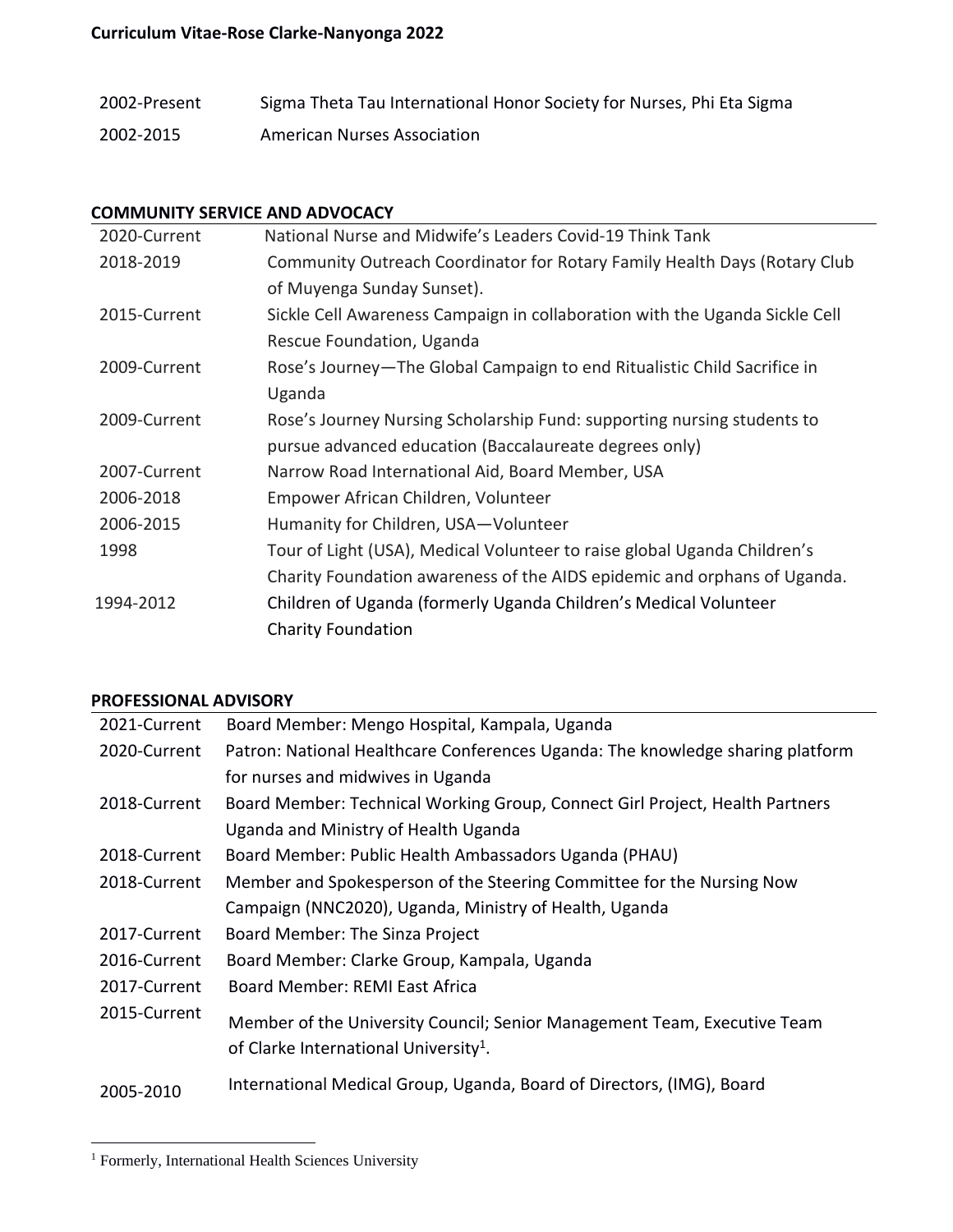| | |
|---|---|
| 2002-Present | Sigma Theta Tau International Honor Society for Nurses, Phi Eta Sigma |
| 2002-2015 | American Nurses Association |

## COMMUNITY SERVICE AND ADVOCACY

| | |
|---|---|
| 2020-Current | National Nurse and Midwife's Leaders Covid-19 Think Tank |
| 2018-2019 | Community Outreach Coordinator for Rotary Family Health Days (Rotary Club of Muyenga Sunday Sunset). |
| 2015-Current | Sickle Cell Awareness Campaign in collaboration with the Uganda Sickle Cell Rescue Foundation, Uganda |
| 2009-Current | Rose's Journey—The Global Campaign to end Ritualistic Child Sacrifice in Uganda |
| 2009-Current | Rose's Journey Nursing Scholarship Fund: supporting nursing students to pursue advanced education (Baccalaureate degrees only) |
| 2007-Current | Narrow Road International Aid, Board Member, USA |
| 2006-2018 | Empower African Children, Volunteer |
| 2006-2015 | Humanity for Children, USA—Volunteer |
| 1998 | Tour of Light (USA), Medical Volunteer to raise global Uganda Children's Charity Foundation awareness of the AIDS epidemic and orphans of Uganda. |
| 1994-2012 | Children of Uganda (formerly Uganda Children's Medical Volunteer Charity Foundation |

## PROFESSIONAL ADVISORY

| | |
|---|---|
| 2021-Current | Board Member: Mengo Hospital, Kampala, Uganda |
| 2020-Current | Patron: National Healthcare Conferences Uganda: The knowledge sharing platform for nurses and midwives in Uganda |
| 2018-Current | Board Member: Technical Working Group, Connect Girl Project, Health Partners Uganda and Ministry of Health Uganda |
| 2018-Current | Board Member: Public Health Ambassadors Uganda (PHAU) |
| 2018-Current | Member and Spokesperson of the Steering Committee for the Nursing Now Campaign (NNC2020), Uganda, Ministry of Health, Uganda |
| 2017-Current | Board Member: The Sinza Project |
| 2016-Current | Board Member: Clarke Group, Kampala, Uganda |
| 2017-Current | Board Member: REMI East Africa |
| 2015-Current | Member of the University Council; Senior Management Team, Executive Team of Clarke International University[1]. |
| 2005-2010 | International Medical Group, Uganda, Board of Directors, (IMG), Board |

[1] Formerly, International Health Sciences University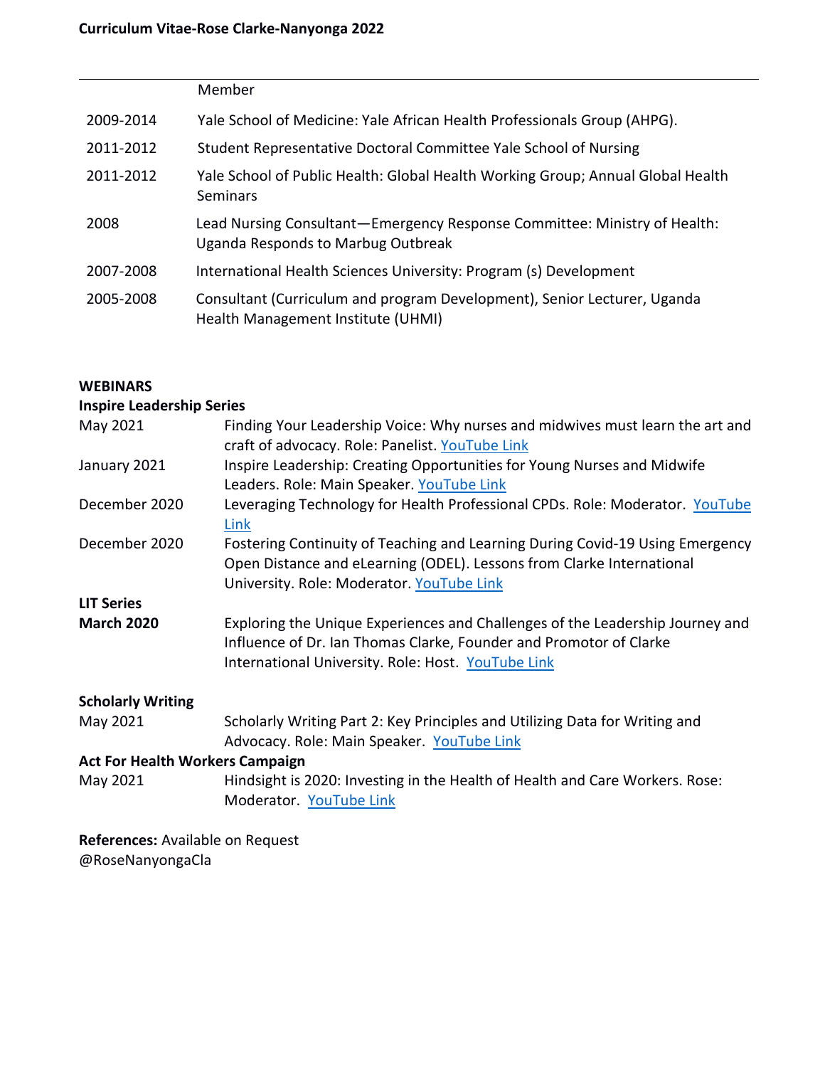| | |
|---|---|
| | Member |
| 2009-2014 | Yale School of Medicine: Yale African Health Professionals Group (AHPG). |
| 2011-2012 | Student Representative Doctoral Committee Yale School of Nursing |
| 2011-2012 | Yale School of Public Health: Global Health Working Group; Annual Global Health Seminars |
| 2008 | Lead Nursing Consultant—Emergency Response Committee: Ministry of Health: Uganda Responds to Marbug Outbreak |
| 2007-2008 | International Health Sciences University: Program (s) Development |
| 2005-2008 | Consultant (Curriculum and program Development), Senior Lecturer, Uganda Health Management Institute (UHMI) |

**WEBINARS**

**Inspire Leadership Series**

| | |
|---|---|
| May 2021 | Finding Your Leadership Voice: Why nurses and midwives must learn the art and craft of advocacy. Role: Panelist. YouTube Link |
| January 2021 | Inspire Leadership: Creating Opportunities for Young Nurses and Midwife Leaders. Role: Main Speaker. YouTube Link |
| December 2020 | Leveraging Technology for Health Professional CPDs. Role: Moderator. YouTube Link |
| December 2020 | Fostering Continuity of Teaching and Learning During Covid-19 Using Emergency Open Distance and eLearning (ODEL). Lessons from Clarke International University. Role: Moderator. YouTube Link |

**LIT Series**

| | |
|---|---|
| **March 2020** | Exploring the Unique Experiences and Challenges of the Leadership Journey and Influence of Dr. Ian Thomas Clarke, Founder and Promotor of Clarke International University. Role: Host. YouTube Link |

**Scholarly Writing**

| | |
|---|---|
| May 2021 | Scholarly Writing Part 2: Key Principles and Utilizing Data for Writing and Advocacy. Role: Main Speaker. YouTube Link |

**Act For Health Workers Campaign**

| | |
|---|---|
| May 2021 | Hindsight is 2020: Investing in the Health of Health and Care Workers. Rose: Moderator. YouTube Link |

**References:** Available on Request
@RoseNanyongaCla